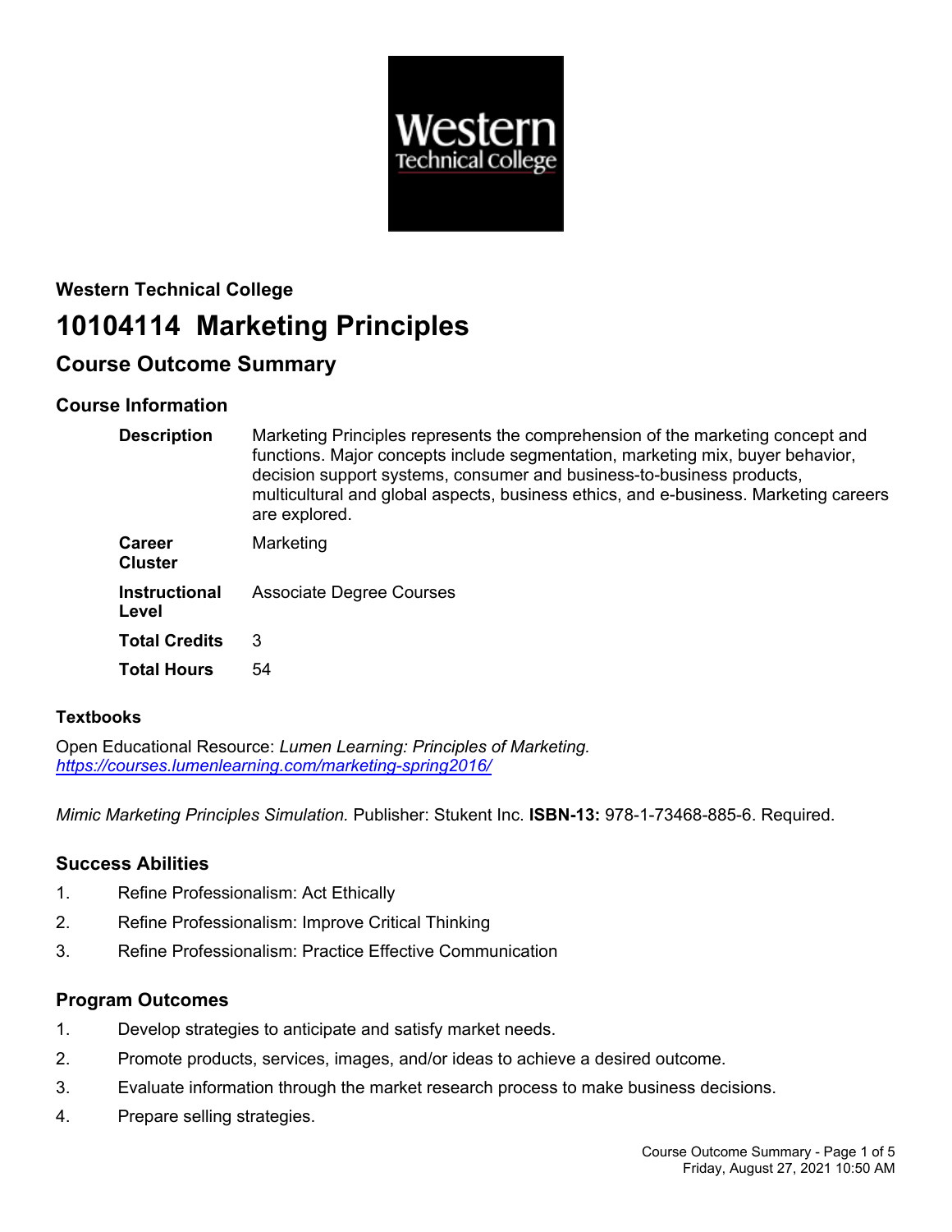**Western Technical College**

# 10104114 Marketing Principles

## Course Outcome Summary

### Course Information

| | |
|---|---|
| **Description** | Marketing Principles represents the comprehension of the marketing concept and functions. Major concepts include segmentation, marketing mix, buyer behavior, decision support systems, consumer and business-to-business products, multicultural and global aspects, business ethics, and e-business. Marketing careers are explored. |
| **Career Cluster** | Marketing |
| **Instructional Level** | Associate Degree Courses |
| **Total Credits** | 3 |
| **Total Hours** | 54 |

### Textbooks

Open Educational Resource: *Lumen Learning: Principles of Marketing.* *https://courses.lumenlearning.com/marketing-spring2016/*

*Mimic Marketing Principles Simulation.* Publisher: Stukent Inc. **ISBN-13:** 978-1-73468-885-6. Required.

### Success Abilities

1. Refine Professionalism: Act Ethically
2. Refine Professionalism: Improve Critical Thinking
3. Refine Professionalism: Practice Effective Communication

### Program Outcomes

1. Develop strategies to anticipate and satisfy market needs.
2. Promote products, services, images, and/or ideas to achieve a desired outcome.
3. Evaluate information through the market research process to make business decisions.
4. Prepare selling strategies.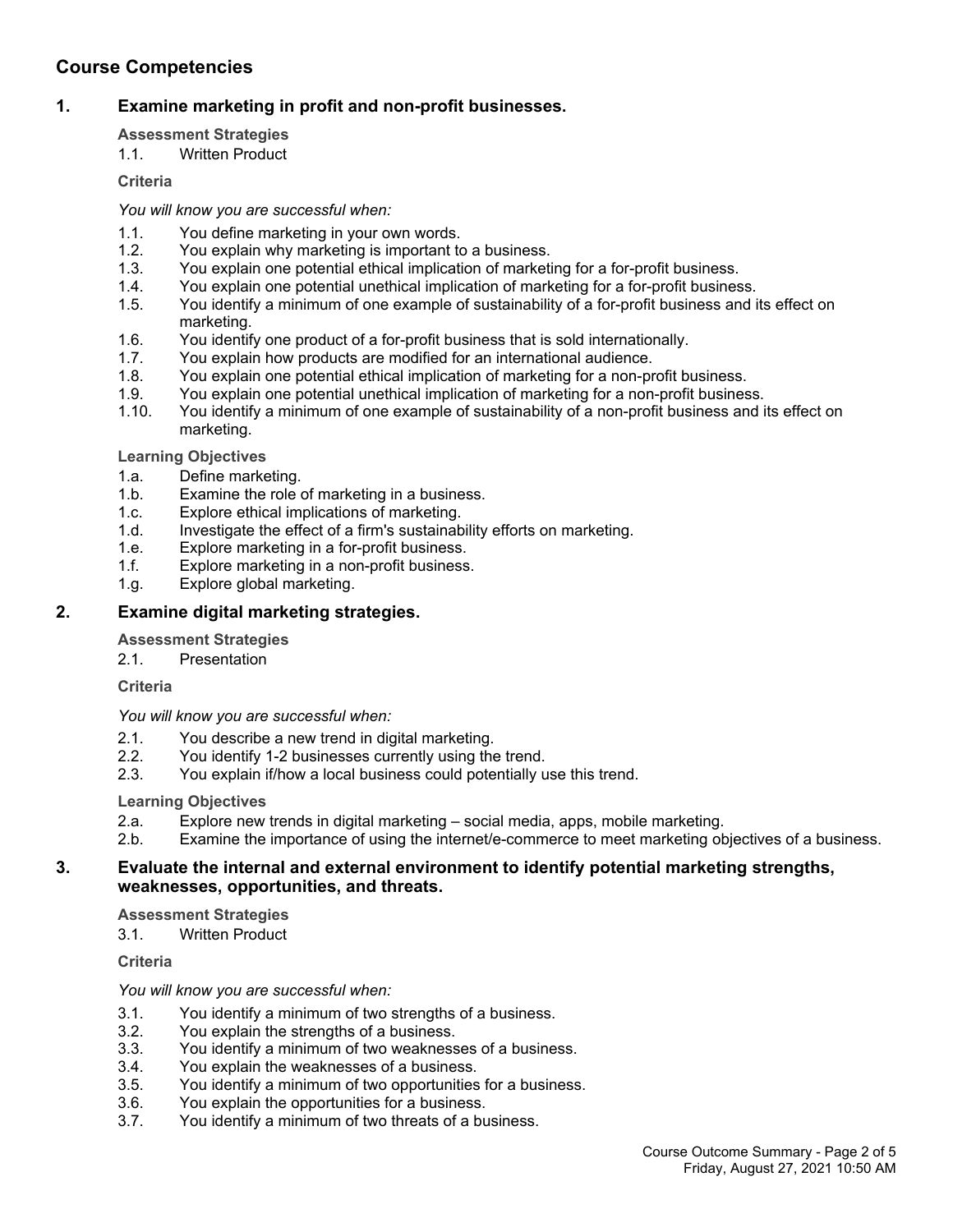## Course Competencies

### 1. Examine marketing in profit and non-profit businesses.

**Assessment Strategies**

1.1. Written Product

**Criteria**

*You will know you are successful when:*

1.1. You define marketing in your own words.
1.2. You explain why marketing is important to a business.
1.3. You explain one potential ethical implication of marketing for a for-profit business.
1.4. You explain one potential unethical implication of marketing for a for-profit business.
1.5. You identify a minimum of one example of sustainability of a for-profit business and its effect on marketing.
1.6. You identify one product of a for-profit business that is sold internationally.
1.7. You explain how products are modified for an international audience.
1.8. You explain one potential ethical implication of marketing for a non-profit business.
1.9. You explain one potential unethical implication of marketing for a non-profit business.
1.10. You identify a minimum of one example of sustainability of a non-profit business and its effect on marketing.

**Learning Objectives**

1.a. Define marketing.
1.b. Examine the role of marketing in a business.
1.c. Explore ethical implications of marketing.
1.d. Investigate the effect of a firm's sustainability efforts on marketing.
1.e. Explore marketing in a for-profit business.
1.f. Explore marketing in a non-profit business.
1.g. Explore global marketing.

### 2. Examine digital marketing strategies.

**Assessment Strategies**

2.1. Presentation

**Criteria**

*You will know you are successful when:*

2.1. You describe a new trend in digital marketing.
2.2. You identify 1-2 businesses currently using the trend.
2.3. You explain if/how a local business could potentially use this trend.

**Learning Objectives**

2.a. Explore new trends in digital marketing – social media, apps, mobile marketing.
2.b. Examine the importance of using the internet/e-commerce to meet marketing objectives of a business.

### 3. Evaluate the internal and external environment to identify potential marketing strengths, weaknesses, opportunities, and threats.

**Assessment Strategies**

3.1. Written Product

**Criteria**

*You will know you are successful when:*

3.1. You identify a minimum of two strengths of a business.
3.2. You explain the strengths of a business.
3.3. You identify a minimum of two weaknesses of a business.
3.4. You explain the weaknesses of a business.
3.5. You identify a minimum of two opportunities for a business.
3.6. You explain the opportunities for a business.
3.7. You identify a minimum of two threats of a business.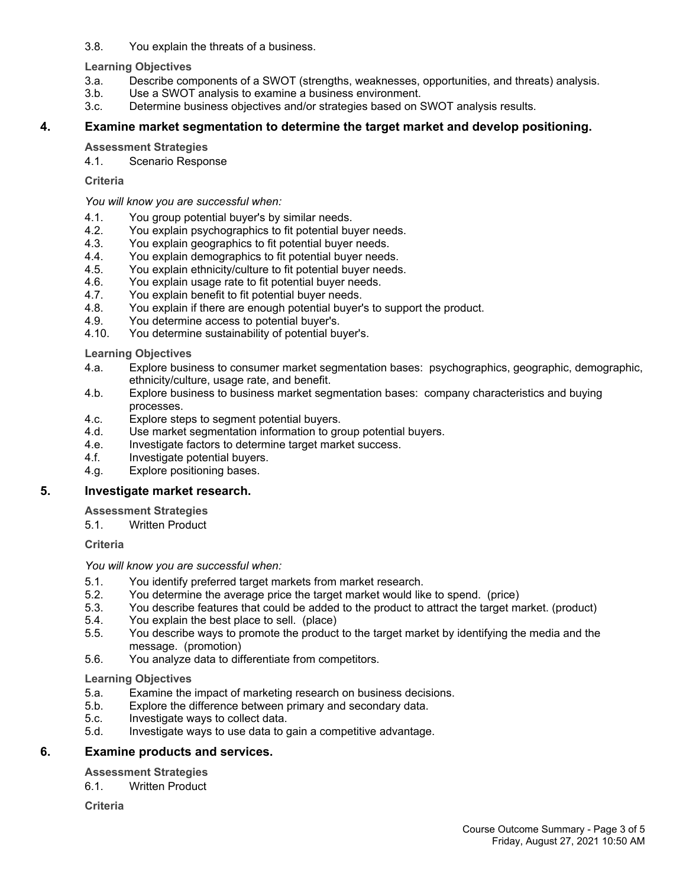3.8. You explain the threats of a business.

**Learning Objectives**

3.a. Describe components of a SWOT (strengths, weaknesses, opportunities, and threats) analysis.
3.b. Use a SWOT analysis to examine a business environment.
3.c. Determine business objectives and/or strategies based on SWOT analysis results.

## 4. Examine market segmentation to determine the target market and develop positioning.

**Assessment Strategies**

4.1. Scenario Response

**Criteria**

*You will know you are successful when:*

4.1. You group potential buyer's by similar needs.
4.2. You explain psychographics to fit potential buyer needs.
4.3. You explain geographics to fit potential buyer needs.
4.4. You explain demographics to fit potential buyer needs.
4.5. You explain ethnicity/culture to fit potential buyer needs.
4.6. You explain usage rate to fit potential buyer needs.
4.7. You explain benefit to fit potential buyer needs.
4.8. You explain if there are enough potential buyer's to support the product.
4.9. You determine access to potential buyer's.
4.10. You determine sustainability of potential buyer's.

**Learning Objectives**

4.a. Explore business to consumer market segmentation bases: psychographics, geographic, demographic, ethnicity/culture, usage rate, and benefit.
4.b. Explore business to business market segmentation bases: company characteristics and buying processes.
4.c. Explore steps to segment potential buyers.
4.d. Use market segmentation information to group potential buyers.
4.e. Investigate factors to determine target market success.
4.f. Investigate potential buyers.
4.g. Explore positioning bases.

## 5. Investigate market research.

**Assessment Strategies**

5.1. Written Product

**Criteria**

*You will know you are successful when:*

5.1. You identify preferred target markets from market research.
5.2. You determine the average price the target market would like to spend. (price)
5.3. You describe features that could be added to the product to attract the target market. (product)
5.4. You explain the best place to sell. (place)
5.5. You describe ways to promote the product to the target market by identifying the media and the message. (promotion)
5.6. You analyze data to differentiate from competitors.

**Learning Objectives**

5.a. Examine the impact of marketing research on business decisions.
5.b. Explore the difference between primary and secondary data.
5.c. Investigate ways to collect data.
5.d. Investigate ways to use data to gain a competitive advantage.

## 6. Examine products and services.

**Assessment Strategies**

6.1. Written Product

**Criteria**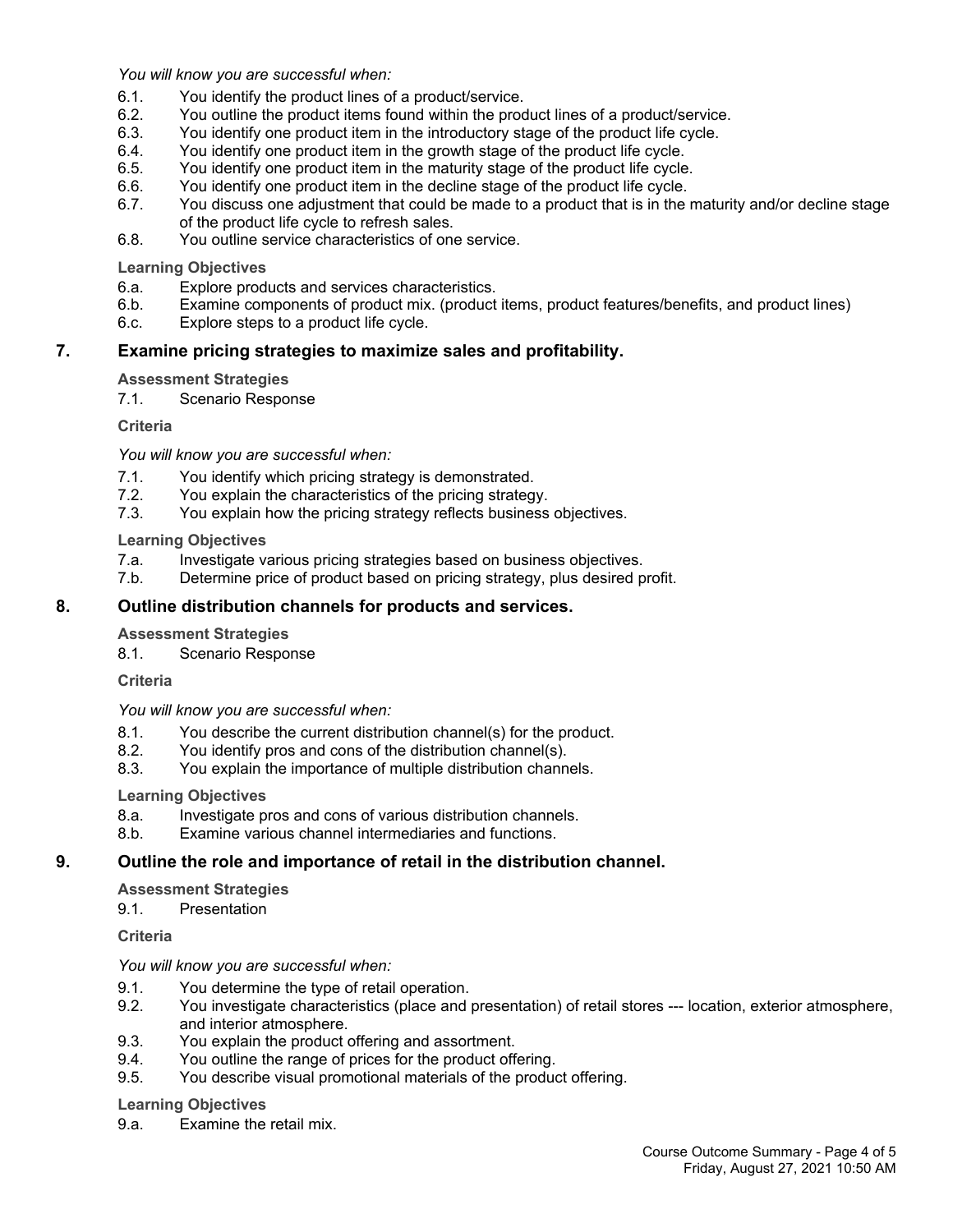*You will know you are successful when:*

6.1. You identify the product lines of a product/service.
6.2. You outline the product items found within the product lines of a product/service.
6.3. You identify one product item in the introductory stage of the product life cycle.
6.4. You identify one product item in the growth stage of the product life cycle.
6.5. You identify one product item in the maturity stage of the product life cycle.
6.6. You identify one product item in the decline stage of the product life cycle.
6.7. You discuss one adjustment that could be made to a product that is in the maturity and/or decline stage of the product life cycle to refresh sales.
6.8. You outline service characteristics of one service.

**Learning Objectives**

6.a. Explore products and services characteristics.
6.b. Examine components of product mix. (product items, product features/benefits, and product lines)
6.c. Explore steps to a product life cycle.

## 7. Examine pricing strategies to maximize sales and profitability.

**Assessment Strategies**

7.1. Scenario Response

**Criteria**

*You will know you are successful when:*

7.1. You identify which pricing strategy is demonstrated.
7.2. You explain the characteristics of the pricing strategy.
7.3. You explain how the pricing strategy reflects business objectives.

**Learning Objectives**

7.a. Investigate various pricing strategies based on business objectives.
7.b. Determine price of product based on pricing strategy, plus desired profit.

## 8. Outline distribution channels for products and services.

**Assessment Strategies**

8.1. Scenario Response

**Criteria**

*You will know you are successful when:*

8.1. You describe the current distribution channel(s) for the product.
8.2. You identify pros and cons of the distribution channel(s).
8.3. You explain the importance of multiple distribution channels.

**Learning Objectives**

8.a. Investigate pros and cons of various distribution channels.
8.b. Examine various channel intermediaries and functions.

## 9. Outline the role and importance of retail in the distribution channel.

**Assessment Strategies**

9.1. Presentation

**Criteria**

*You will know you are successful when:*

9.1. You determine the type of retail operation.
9.2. You investigate characteristics (place and presentation) of retail stores --- location, exterior atmosphere, and interior atmosphere.
9.3. You explain the product offering and assortment.
9.4. You outline the range of prices for the product offering.
9.5. You describe visual promotional materials of the product offering.

**Learning Objectives**

9.a. Examine the retail mix.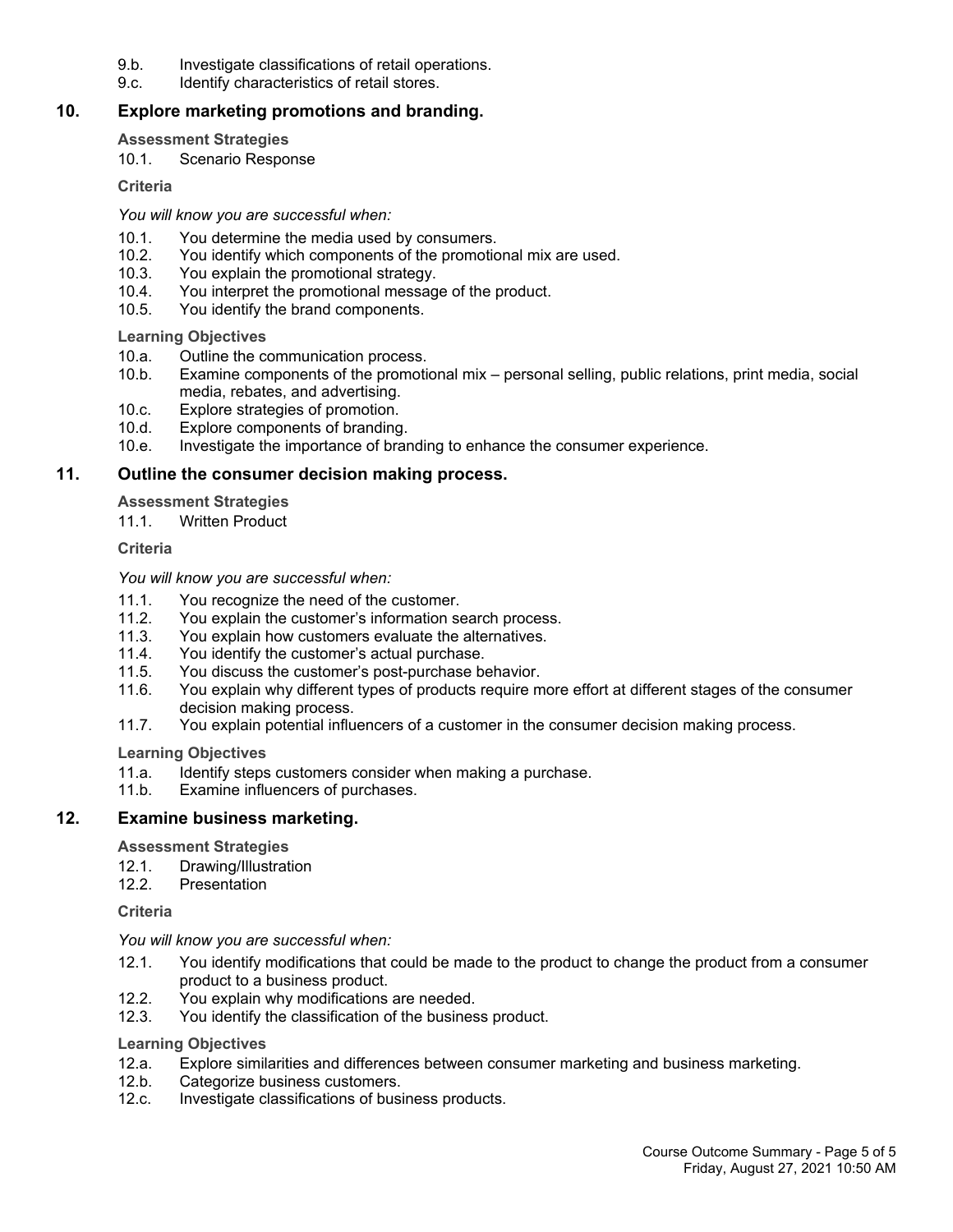9.b. Investigate classifications of retail operations.
9.c. Identify characteristics of retail stores.

## 10. Explore marketing promotions and branding.

**Assessment Strategies**

10.1. Scenario Response

**Criteria**

*You will know you are successful when:*

10.1. You determine the media used by consumers.
10.2. You identify which components of the promotional mix are used.
10.3. You explain the promotional strategy.
10.4. You interpret the promotional message of the product.
10.5. You identify the brand components.

**Learning Objectives**

10.a. Outline the communication process.
10.b. Examine components of the promotional mix – personal selling, public relations, print media, social media, rebates, and advertising.
10.c. Explore strategies of promotion.
10.d. Explore components of branding.
10.e. Investigate the importance of branding to enhance the consumer experience.

## 11. Outline the consumer decision making process.

**Assessment Strategies**

11.1. Written Product

**Criteria**

*You will know you are successful when:*

11.1. You recognize the need of the customer.
11.2. You explain the customer's information search process.
11.3. You explain how customers evaluate the alternatives.
11.4. You identify the customer's actual purchase.
11.5. You discuss the customer's post-purchase behavior.
11.6. You explain why different types of products require more effort at different stages of the consumer decision making process.
11.7. You explain potential influencers of a customer in the consumer decision making process.

**Learning Objectives**

11.a. Identify steps customers consider when making a purchase.
11.b. Examine influencers of purchases.

## 12. Examine business marketing.

**Assessment Strategies**

12.1. Drawing/Illustration
12.2. Presentation

**Criteria**

*You will know you are successful when:*

12.1. You identify modifications that could be made to the product to change the product from a consumer product to a business product.
12.2. You explain why modifications are needed.
12.3. You identify the classification of the business product.

**Learning Objectives**

12.a. Explore similarities and differences between consumer marketing and business marketing.
12.b. Categorize business customers.
12.c. Investigate classifications of business products.